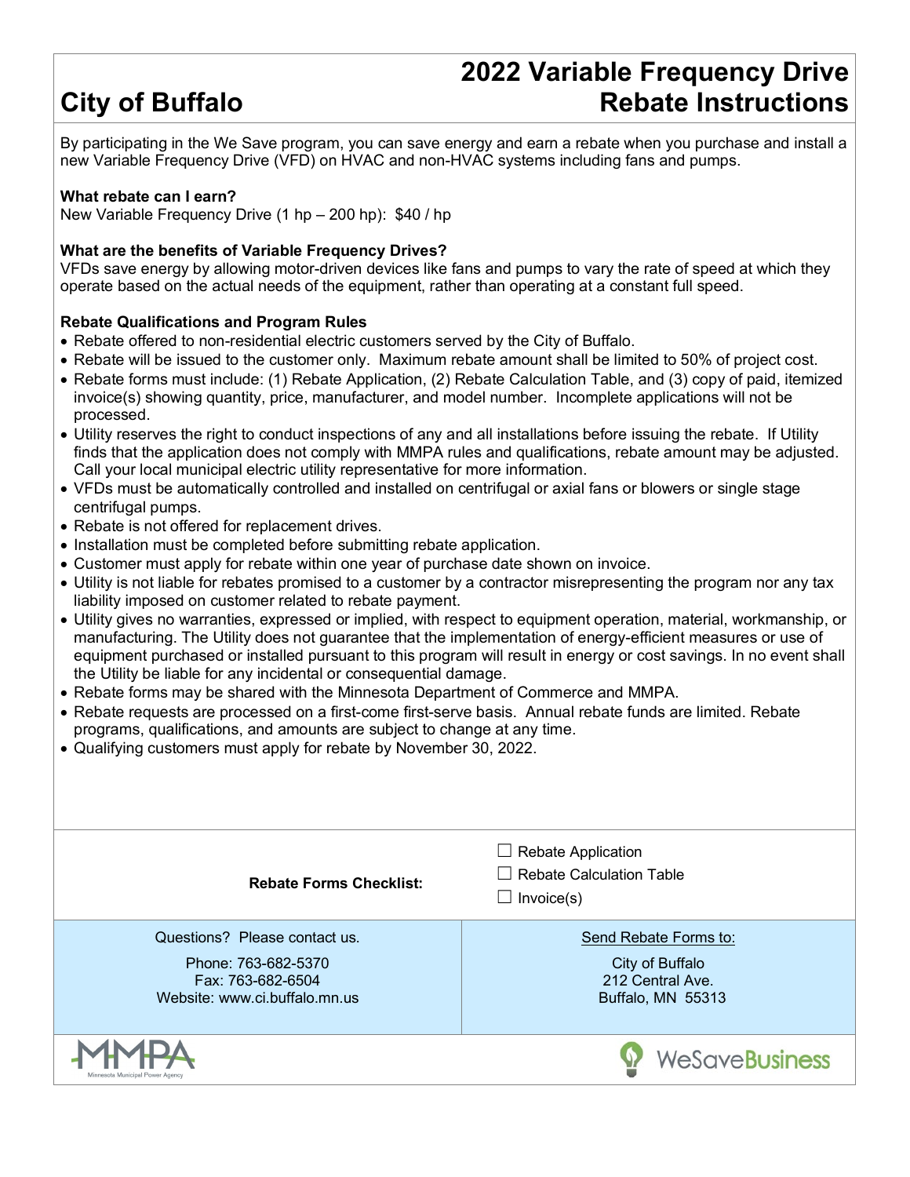# City of Buffalo

# 2022 Variable Frequency Drive Rebate Instructions

By participating in the We Save program, you can save energy and earn a rebate when you purchase and install a new Variable Frequency Drive (VFD) on HVAC and non-HVAC systems including fans and pumps.

**What rebate can I earn?**

New Variable Frequency Drive (1 hp – 200 hp): $40 / hp

**What are the benefits of Variable Frequency Drives?**

VFDs save energy by allowing motor-driven devices like fans and pumps to vary the rate of speed at which they operate based on the actual needs of the equipment, rather than operating at a constant full speed.

**Rebate Qualifications and Program Rules**

- Rebate offered to non-residential electric customers served by the City of Buffalo.
- Rebate will be issued to the customer only. Maximum rebate amount shall be limited to 50% of project cost.
- Rebate forms must include: (1) Rebate Application, (2) Rebate Calculation Table, and (3) copy of paid, itemized invoice(s) showing quantity, price, manufacturer, and model number. Incomplete applications will not be processed.
- Utility reserves the right to conduct inspections of any and all installations before issuing the rebate. If Utility finds that the application does not comply with MMPA rules and qualifications, rebate amount may be adjusted. Call your local municipal electric utility representative for more information.
- VFDs must be automatically controlled and installed on centrifugal or axial fans or blowers or single stage centrifugal pumps.
- Rebate is not offered for replacement drives.
- Installation must be completed before submitting rebate application.
- Customer must apply for rebate within one year of purchase date shown on invoice.
- Utility is not liable for rebates promised to a customer by a contractor misrepresenting the program nor any tax liability imposed on customer related to rebate payment.
- Utility gives no warranties, expressed or implied, with respect to equipment operation, material, workmanship, or manufacturing. The Utility does not guarantee that the implementation of energy-efficient measures or use of equipment purchased or installed pursuant to this program will result in energy or cost savings. In no event shall the Utility be liable for any incidental or consequential damage.
- Rebate forms may be shared with the Minnesota Department of Commerce and MMPA.
- Rebate requests are processed on a first-come first-serve basis. Annual rebate funds are limited. Rebate programs, qualifications, and amounts are subject to change at any time.
- Qualifying customers must apply for rebate by November 30, 2022.

**Rebate Forms Checklist:**

- ☐ Rebate Application
- ☐ Rebate Calculation Table
- ☐ Invoice(s)

| Questions? Please contact us. | Send Rebate Forms to: |
| --- | --- |
| Phone: 763-682-5370<br>Fax: 763-682-6504<br>Website: www.ci.buffalo.mn.us | City of Buffalo<br>212 Central Ave.<br>Buffalo, MN 55313 |

MMPA Minnesota Municipal Power Agency

WeSaveBusiness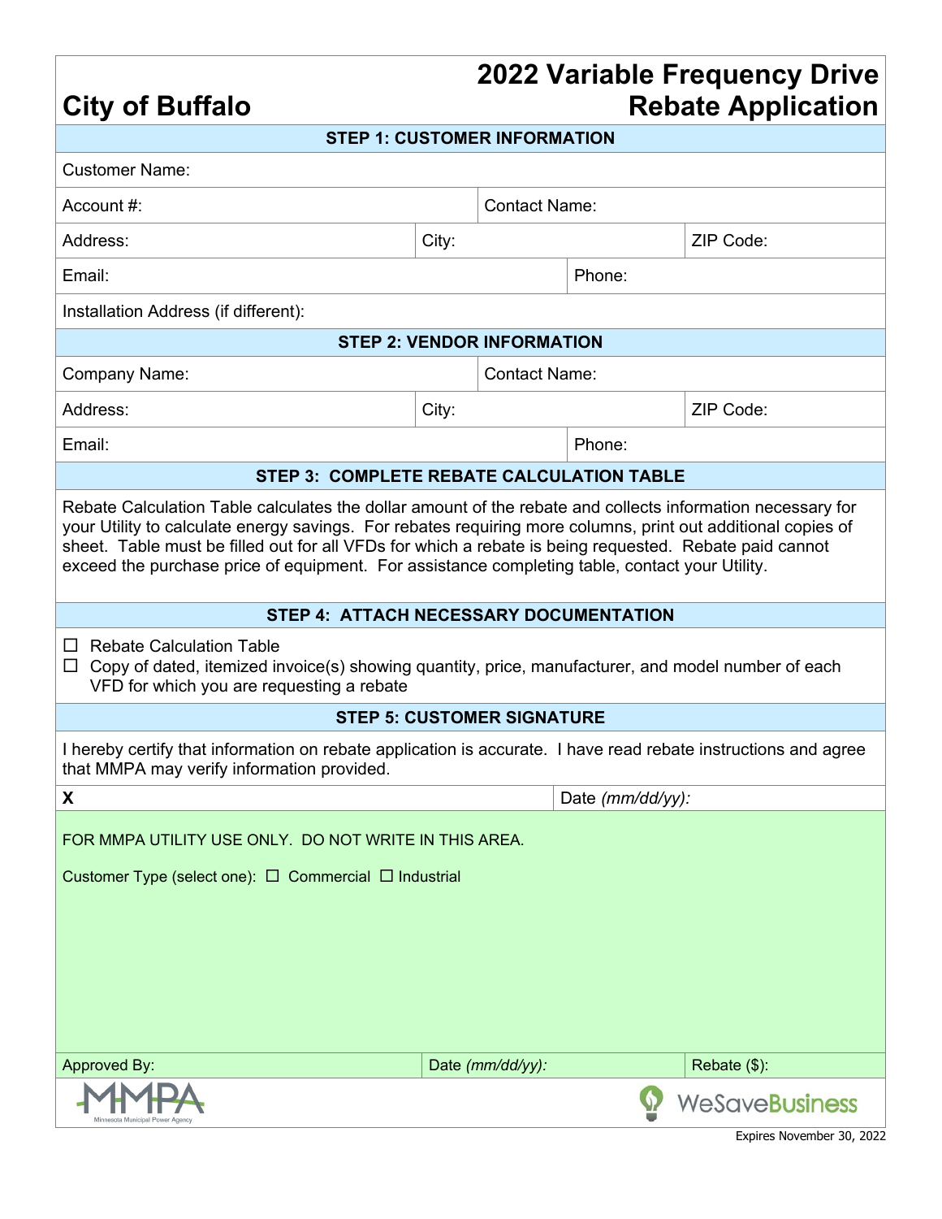# City of Buffalo

# 2022 Variable Frequency Drive Rebate Application

## STEP 1: CUSTOMER INFORMATION

| Customer Name: | | |
|---|---|---|
| Account #: | Contact Name: | |
| Address: | City: | ZIP Code: |
| Email: | Phone: | |
| Installation Address (if different): | | |

## STEP 2: VENDOR INFORMATION

| Company Name: | Contact Name: | |
|---|---|---|
| Address: | City: | ZIP Code: |
| Email: | Phone: | |

## STEP 3: COMPLETE REBATE CALCULATION TABLE

Rebate Calculation Table calculates the dollar amount of the rebate and collects information necessary for your Utility to calculate energy savings. For rebates requiring more columns, print out additional copies of sheet. Table must be filled out for all VFDs for which a rebate is being requested. Rebate paid cannot exceed the purchase price of equipment. For assistance completing table, contact your Utility.

## STEP 4: ATTACH NECESSARY DOCUMENTATION

- ☐ Rebate Calculation Table
- ☐ Copy of dated, itemized invoice(s) showing quantity, price, manufacturer, and model number of each VFD for which you are requesting a rebate

## STEP 5: CUSTOMER SIGNATURE

I hereby certify that information on rebate application is accurate. I have read rebate instructions and agree that MMPA may verify information provided.

| **X** | Date *(mm/dd/yy)*: |
|---|---|

FOR MMPA UTILITY USE ONLY. DO NOT WRITE IN THIS AREA.

Customer Type (select one): ☐ Commercial ☐ Industrial

| Approved By: | Date *(mm/dd/yy)*: | Rebate ($): |
|---|---|---|

MMPA Minnesota Municipal Power Agency

WeSaveBusiness

Expires November 30, 2022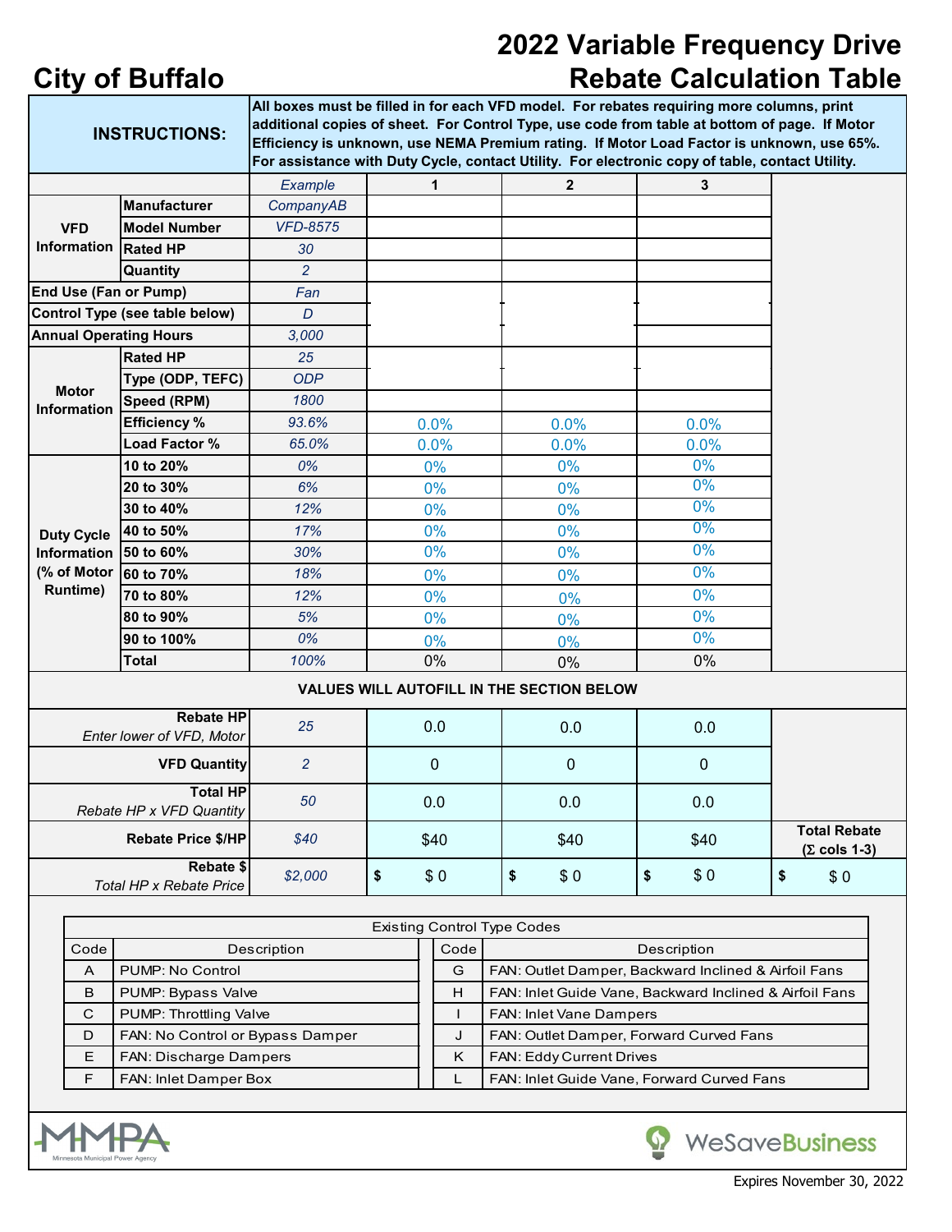# City of Buffalo

# 2022 Variable Frequency Drive Rebate Calculation Table

**INSTRUCTIONS:** **All boxes must be filled in for each VFD model. For rebates requiring more columns, print additional copies of sheet. For Control Type, use code from table at bottom of page. If Motor Efficiency is unknown, use NEMA Premium rating. If Motor Load Factor is unknown, use 65%. For assistance with Duty Cycle, contact Utility. For electronic copy of table, contact Utility.**

| | | Example | 1 | 2 | 3 |
|---|---|---|---|---|---|
| VFD Information | **Manufacturer** | *CompanyAB* | | | |
| | **Model Number** | *VFD-8575* | | | |
| | **Rated HP** | *30* | | | |
| | **Quantity** | *2* | | | |
| **End Use (Fan or Pump)** | | *Fan* | | | |
| **Control Type (see table below)** | | *D* | | | |
| **Annual Operating Hours** | | *3,000* | | | |
| Motor Information | **Rated HP** | *25* | | | |
| | **Type (ODP, TEFC)** | *ODP* | | | |
| | **Speed (RPM)** | *1800* | | | |
| | **Efficiency %** | *93.6%* | 0.0% | 0.0% | 0.0% |
| | **Load Factor %** | *65.0%* | 0.0% | 0.0% | 0.0% |
| Duty Cycle Information (% of Motor Runtime) | **10 to 20%** | *0%* | 0% | 0% | 0% |
| | **20 to 30%** | *6%* | 0% | 0% | 0% |
| | **30 to 40%** | *12%* | 0% | 0% | 0% |
| | **40 to 50%** | *17%* | 0% | 0% | 0% |
| | **50 to 60%** | *30%* | 0% | 0% | 0% |
| | **60 to 70%** | *18%* | 0% | 0% | 0% |
| | **70 to 80%** | *12%* | 0% | 0% | 0% |
| | **80 to 90%** | *5%* | 0% | 0% | 0% |
| | **90 to 100%** | *0%* | 0% | 0% | 0% |
| | **Total** | *100%* | 0% | 0% | 0% |

**VALUES WILL AUTOFILL IN THE SECTION BELOW**

| | Example | 1 | 2 | 3 | Total Rebate (Σ cols 1-3) |
|---|---|---|---|---|---|
| **Rebate HP** *Enter lower of VFD, Motor* | *25* | 0.0 | 0.0 | 0.0 | |
| **VFD Quantity** | *2* | 0 | 0 | 0 | |
| **Total HP** *Rebate HP x VFD Quantity* | *50* | 0.0 | 0.0 | 0.0 | |
| **Rebate Price $/HP** | *$40* | $40 | $40 | $40 | |
| **Rebate $** *Total HP x Rebate Price* | *$2,000* | $ 0 | $ 0 | $ 0 | $ 0 |

Existing Control Type Codes

| Code | Description | Code | Description |
|---|---|---|---|
| A | PUMP: No Control | G | FAN: Outlet Damper, Backward Inclined & Airfoil Fans |
| B | PUMP: Bypass Valve | H | FAN: Inlet Guide Vane, Backward Inclined & Airfoil Fans |
| C | PUMP: Throttling Valve | I | FAN: Inlet Vane Dampers |
| D | FAN: No Control or Bypass Damper | J | FAN: Outlet Damper, Forward Curved Fans |
| E | FAN: Discharge Dampers | K | FAN: Eddy Current Drives |
| F | FAN: Inlet Damper Box | L | FAN: Inlet Guide Vane, Forward Curved Fans |

MMPA Minnesota Municipal Power Agency

WeSaveBusiness

Expires November 30, 2022